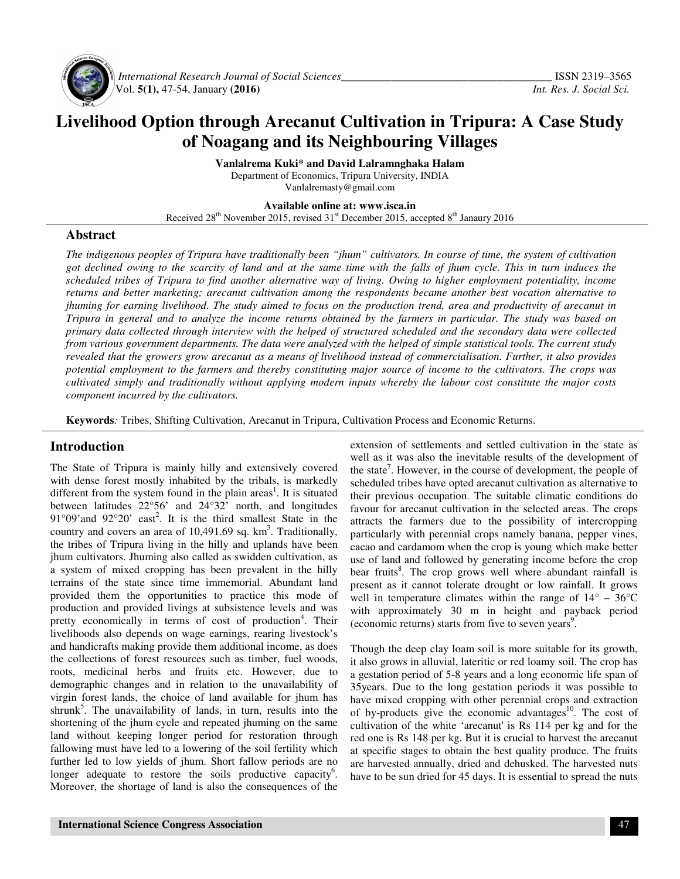# Livelihood Option through Arecanut Cultivation in Tripura: A Case Study of Noagang and its Neighbouring Villages

**Vanlalrema Kuki\* and David Lalramnghaka Halam**

Department of Economics, Tripura University, INDIA

Vanlalremasty@gmail.com

**Available online at: www.isca.in**

Received 28th November 2015, revised 31st December 2015, accepted 8th Janaury 2016

## Abstract

*The indigenous peoples of Tripura have traditionally been "jhum" cultivators. In course of time, the system of cultivation got declined owing to the scarcity of land and at the same time with the falls of jhum cycle. This in turn induces the scheduled tribes of Tripura to find another alternative way of living. Owing to higher employment potentiality, income returns and better marketing; arecanut cultivation among the respondents became another best vocation alternative to jhuming for earning livelihood. The study aimed to focus on the production trend, area and productivity of arecanut in Tripura in general and to analyze the income returns obtained by the farmers in particular. The study was based on primary data collected through interview with the helped of structured scheduled and the secondary data were collected from various government departments. The data were analyzed with the helped of simple statistical tools. The current study revealed that the growers grow arecanut as a means of livelihood instead of commercialisation. Further, it also provides potential employment to the farmers and thereby constituting major source of income to the cultivators. The crops was cultivated simply and traditionally without applying modern inputs whereby the labour cost constitute the major costs component incurred by the cultivators.*

**Keywords***:* Tribes, Shifting Cultivation, Arecanut in Tripura, Cultivation Process and Economic Returns.

## Introduction

The State of Tripura is mainly hilly and extensively covered with dense forest mostly inhabited by the tribals, is markedly different from the system found in the plain areas[1]. It is situated between latitudes 22°56' and 24°32' north, and longitudes 91°09'and 92°20' east[2]. It is the third smallest State in the country and covers an area of 10,491.69 sq. km[3]. Traditionally, the tribes of Tripura living in the hilly and uplands have been jhum cultivators. Jhuming also called as swidden cultivation, as a system of mixed cropping has been prevalent in the hilly terrains of the state since time immemorial. Abundant land provided them the opportunities to practice this mode of production and provided livings at subsistence levels and was pretty economically in terms of cost of production[4]. Their livelihoods also depends on wage earnings, rearing livestock's and handicrafts making provide them additional income, as does the collections of forest resources such as timber, fuel woods, roots, medicinal herbs and fruits etc. However, due to demographic changes and in relation to the unavailability of virgin forest lands, the choice of land available for jhum has shrunk[5]. The unavailability of lands, in turn, results into the shortening of the jhum cycle and repeated jhuming on the same land without keeping longer period for restoration through fallowing must have led to a lowering of the soil fertility which further led to low yields of jhum. Short fallow periods are no longer adequate to restore the soils productive capacity[6]. Moreover, the shortage of land is also the consequences of the extension of settlements and settled cultivation in the state as well as it was also the inevitable results of the development of the state[7]. However, in the course of development, the people of scheduled tribes have opted arecanut cultivation as alternative to their previous occupation. The suitable climatic conditions do favour for arecanut cultivation in the selected areas. The crops attracts the farmers due to the possibility of intercropping particularly with perennial crops namely banana, pepper vines, cacao and cardamom when the crop is young which make better use of land and followed by generating income before the crop bear fruits[8]. The crop grows well where abundant rainfall is present as it cannot tolerate drought or low rainfall. It grows well in temperature climates within the range of 14° – 36°C with approximately 30 m in height and payback period (economic returns) starts from five to seven years[9].

Though the deep clay loam soil is more suitable for its growth, it also grows in alluvial, lateritic or red loamy soil. The crop has a gestation period of 5-8 years and a long economic life span of 35years. Due to the long gestation periods it was possible to have mixed cropping with other perennial crops and extraction of by-products give the economic advantages[10]. The cost of cultivation of the white 'arecanut' is Rs 114 per kg and for the red one is Rs 148 per kg. But it is crucial to harvest the arecanut at specific stages to obtain the best quality produce. The fruits are harvested annually, dried and dehusked. The harvested nuts have to be sun dried for 45 days. It is essential to spread the nuts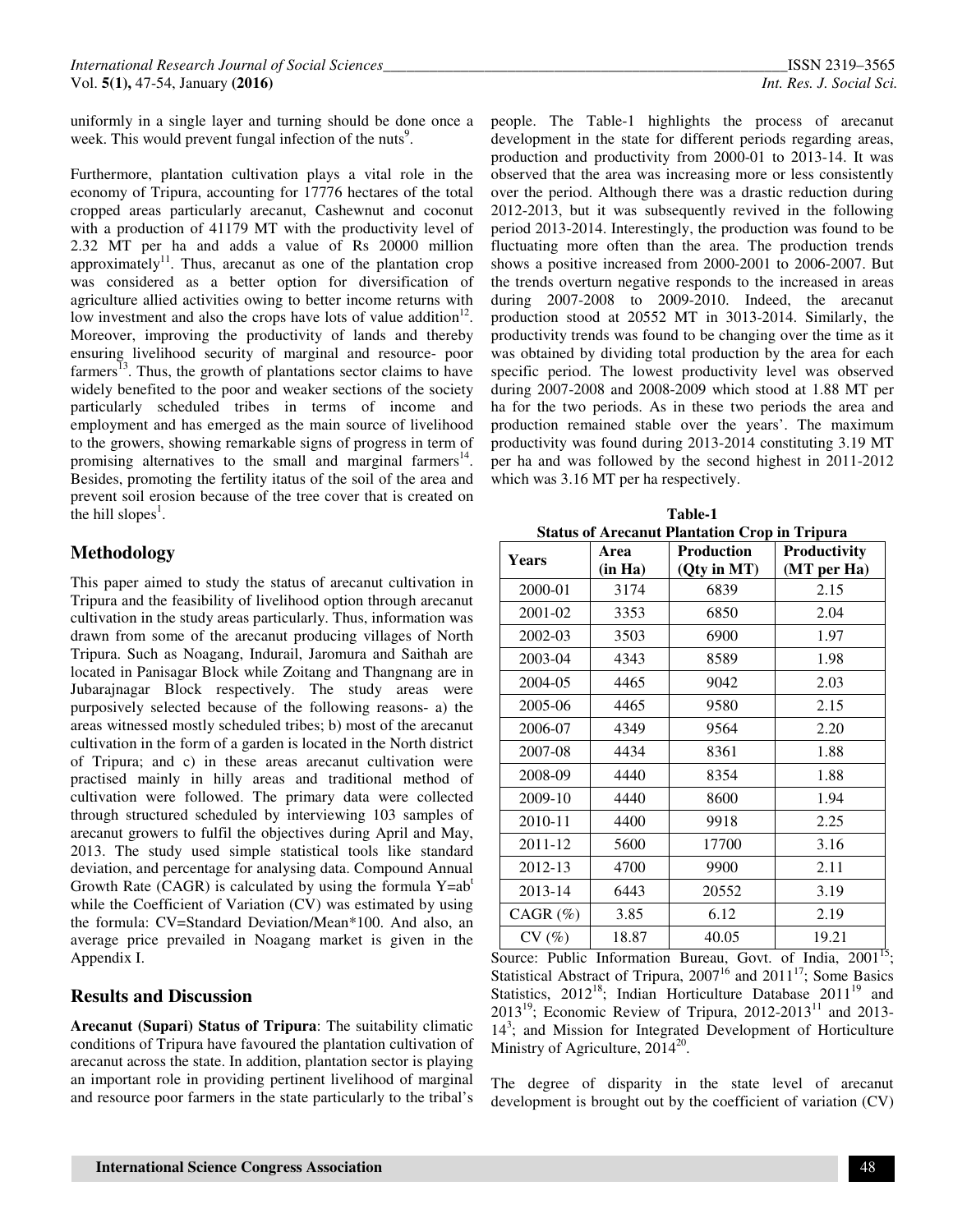uniformly in a single layer and turning should be done once a week. This would prevent fungal infection of the nuts[9].

Furthermore, plantation cultivation plays a vital role in the economy of Tripura, accounting for 17776 hectares of the total cropped areas particularly arecanut, Cashewnut and coconut with a production of 41179 MT with the productivity level of 2.32 MT per ha and adds a value of Rs 20000 million approximately[11]. Thus, arecanut as one of the plantation crop was considered as a better option for diversification of agriculture allied activities owing to better income returns with low investment and also the crops have lots of value addition[12]. Moreover, improving the productivity of lands and thereby ensuring livelihood security of marginal and resource- poor farmers[13]. Thus, the growth of plantations sector claims to have widely benefited to the poor and weaker sections of the society particularly scheduled tribes in terms of income and employment and has emerged as the main source of livelihood to the growers, showing remarkable signs of progress in term of promising alternatives to the small and marginal farmers[14]. Besides, promoting the fertility itatus of the soil of the area and prevent soil erosion because of the tree cover that is created on the hill slopes[1].

## Methodology

This paper aimed to study the status of arecanut cultivation in Tripura and the feasibility of livelihood option through arecanut cultivation in the study areas particularly. Thus, information was drawn from some of the arecanut producing villages of North Tripura. Such as Noagang, Indurail, Jaromura and Saithah are located in Panisagar Block while Zoitang and Thangnang are in Jubarajnagar Block respectively. The study areas were purposively selected because of the following reasons- a) the areas witnessed mostly scheduled tribes; b) most of the arecanut cultivation in the form of a garden is located in the North district of Tripura; and c) in these areas arecanut cultivation were practised mainly in hilly areas and traditional method of cultivation were followed. The primary data were collected through structured scheduled by interviewing 103 samples of arecanut growers to fulfil the objectives during April and May, 2013. The study used simple statistical tools like standard deviation, and percentage for analysing data. Compound Annual Growth Rate (CAGR) is calculated by using the formula $Y=ab^t$ while the Coefficient of Variation (CV) was estimated by using the formula: CV=Standard Deviation/Mean*100. And also, an average price prevailed in Noagang market is given in the Appendix I.

## Results and Discussion

**Arecanut (Supari) Status of Tripura**: The suitability climatic conditions of Tripura have favoured the plantation cultivation of arecanut across the state. In addition, plantation sector is playing an important role in providing pertinent livelihood of marginal and resource poor farmers in the state particularly to the tribal's people. The Table-1 highlights the process of arecanut development in the state for different periods regarding areas, production and productivity from 2000-01 to 2013-14. It was observed that the area was increasing more or less consistently over the period. Although there was a drastic reduction during 2012-2013, but it was subsequently revived in the following period 2013-2014. Interestingly, the production was found to be fluctuating more often than the area. The production trends shows a positive increased from 2000-2001 to 2006-2007. But the trends overturn negative responds to the increased in areas during 2007-2008 to 2009-2010. Indeed, the arecanut production stood at 20552 MT in 3013-2014. Similarly, the productivity trends was found to be changing over the time as it was obtained by dividing total production by the area for each specific period. The lowest productivity level was observed during 2007-2008 and 2008-2009 which stood at 1.88 MT per ha for the two periods. As in these two periods the area and production remained stable over the years'. The maximum productivity was found during 2013-2014 constituting 3.19 MT per ha and was followed by the second highest in 2011-2012 which was 3.16 MT per ha respectively.

**Table-1**
**Status of Arecanut Plantation Crop in Tripura**

| Years | Area (in Ha) | Production (Qty in MT) | Productivity (MT per Ha) |
|---|---|---|---|
| 2000-01 | 3174 | 6839 | 2.15 |
| 2001-02 | 3353 | 6850 | 2.04 |
| 2002-03 | 3503 | 6900 | 1.97 |
| 2003-04 | 4343 | 8589 | 1.98 |
| 2004-05 | 4465 | 9042 | 2.03 |
| 2005-06 | 4465 | 9580 | 2.15 |
| 2006-07 | 4349 | 9564 | 2.20 |
| 2007-08 | 4434 | 8361 | 1.88 |
| 2008-09 | 4440 | 8354 | 1.88 |
| 2009-10 | 4440 | 8600 | 1.94 |
| 2010-11 | 4400 | 9918 | 2.25 |
| 2011-12 | 5600 | 17700 | 3.16 |
| 2012-13 | 4700 | 9900 | 2.11 |
| 2013-14 | 6443 | 20552 | 3.19 |
| CAGR (%) | 3.85 | 6.12 | 2.19 |
| CV (%) | 18.87 | 40.05 | 19.21 |

Source: Public Information Bureau, Govt. of India, 2001[15]; Statistical Abstract of Tripura, 2007[16] and 2011[17]; Some Basics Statistics, 2012[18]; Indian Horticulture Database 2011[19] and 2013[19]; Economic Review of Tripura, 2012-2013[11] and 2013-14[3]; and Mission for Integrated Development of Horticulture Ministry of Agriculture, 2014[20].

The degree of disparity in the state level of arecanut development is brought out by the coefficient of variation (CV)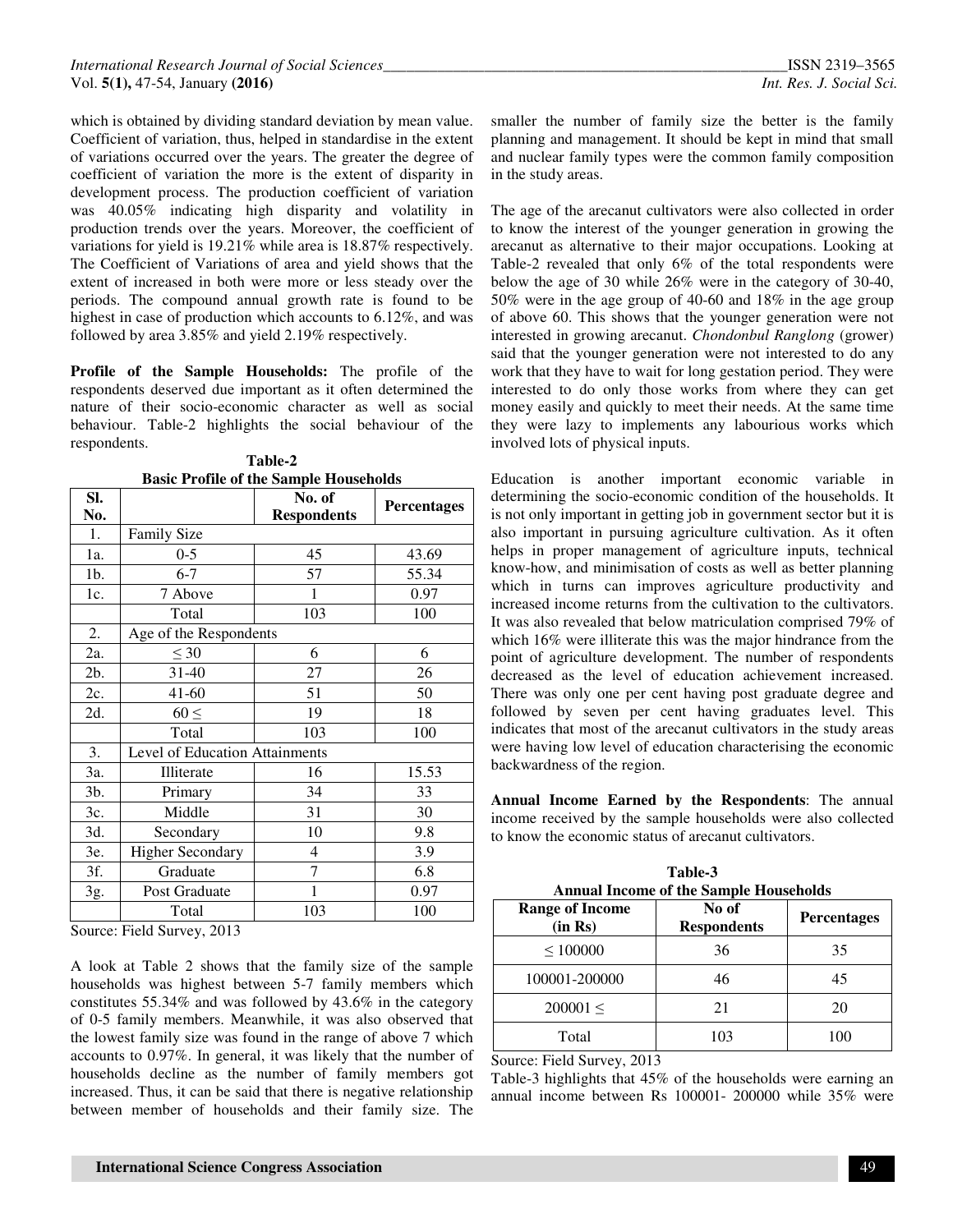which is obtained by dividing standard deviation by mean value. Coefficient of variation, thus, helped in standardise in the extent of variations occurred over the years. The greater the degree of coefficient of variation the more is the extent of disparity in development process. The production coefficient of variation was 40.05% indicating high disparity and volatility in production trends over the years. Moreover, the coefficient of variations for yield is 19.21% while area is 18.87% respectively. The Coefficient of Variations of area and yield shows that the extent of increased in both were more or less steady over the periods. The compound annual growth rate is found to be highest in case of production which accounts to 6.12%, and was followed by area 3.85% and yield 2.19% respectively.

**Profile of the Sample Households:** The profile of the respondents deserved due important as it often determined the nature of their socio-economic character as well as social behaviour. Table-2 highlights the social behaviour of the respondents.

**Table-2**
**Basic Profile of the Sample Households**

| Sl. No. | | No. of Respondents | Percentages |
|---|---|---|---|
| 1. | Family Size | | |
| 1a. | 0-5 | 45 | 43.69 |
| 1b. | 6-7 | 57 | 55.34 |
| 1c. | 7 Above | 1 | 0.97 |
| | Total | 103 | 100 |
| 2. | Age of the Respondents | | |
| 2a. | ≤ 30 | 6 | 6 |
| 2b. | 31-40 | 27 | 26 |
| 2c. | 41-60 | 51 | 50 |
| 2d. | 60 ≤ | 19 | 18 |
| | Total | 103 | 100 |
| 3. | Level of Education Attainments | | |
| 3a. | Illiterate | 16 | 15.53 |
| 3b. | Primary | 34 | 33 |
| 3c. | Middle | 31 | 30 |
| 3d. | Secondary | 10 | 9.8 |
| 3e. | Higher Secondary | 4 | 3.9 |
| 3f. | Graduate | 7 | 6.8 |
| 3g. | Post Graduate | 1 | 0.97 |
| | Total | 103 | 100 |

Source: Field Survey, 2013

A look at Table 2 shows that the family size of the sample households was highest between 5-7 family members which constitutes 55.34% and was followed by 43.6% in the category of 0-5 family members. Meanwhile, it was also observed that the lowest family size was found in the range of above 7 which accounts to 0.97%. In general, it was likely that the number of households decline as the number of family members got increased. Thus, it can be said that there is negative relationship between member of households and their family size. The smaller the number of family size the better is the family planning and management. It should be kept in mind that small and nuclear family types were the common family composition in the study areas.

The age of the arecanut cultivators were also collected in order to know the interest of the younger generation in growing the arecanut as alternative to their major occupations. Looking at Table-2 revealed that only 6% of the total respondents were below the age of 30 while 26% were in the category of 30-40, 50% were in the age group of 40-60 and 18% in the age group of above 60. This shows that the younger generation were not interested in growing arecanut. *Chondonbul Ranglong* (grower) said that the younger generation were not interested to do any work that they have to wait for long gestation period. They were interested to do only those works from where they can get money easily and quickly to meet their needs. At the same time they were lazy to implements any labourious works which involved lots of physical inputs.

Education is another important economic variable in determining the socio-economic condition of the households. It is not only important in getting job in government sector but it is also important in pursuing agriculture cultivation. As it often helps in proper management of agriculture inputs, technical know-how, and minimisation of costs as well as better planning which in turns can improves agriculture productivity and increased income returns from the cultivation to the cultivators. It was also revealed that below matriculation comprised 79% of which 16% were illiterate this was the major hindrance from the point of agriculture development. The number of respondents decreased as the level of education achievement increased. There was only one per cent having post graduate degree and followed by seven per cent having graduates level. This indicates that most of the arecanut cultivators in the study areas were having low level of education characterising the economic backwardness of the region.

**Annual Income Earned by the Respondents**: The annual income received by the sample households were also collected to know the economic status of arecanut cultivators.

**Table-3**
**Annual Income of the Sample Households**

| Range of Income (in Rs) | No of Respondents | Percentages |
|---|---|---|
| ≤ 100000 | 36 | 35 |
| 100001-200000 | 46 | 45 |
| 200001 ≤ | 21 | 20 |
| Total | 103 | 100 |

Source: Field Survey, 2013

Table-3 highlights that 45% of the households were earning an annual income between Rs 100001- 200000 while 35% were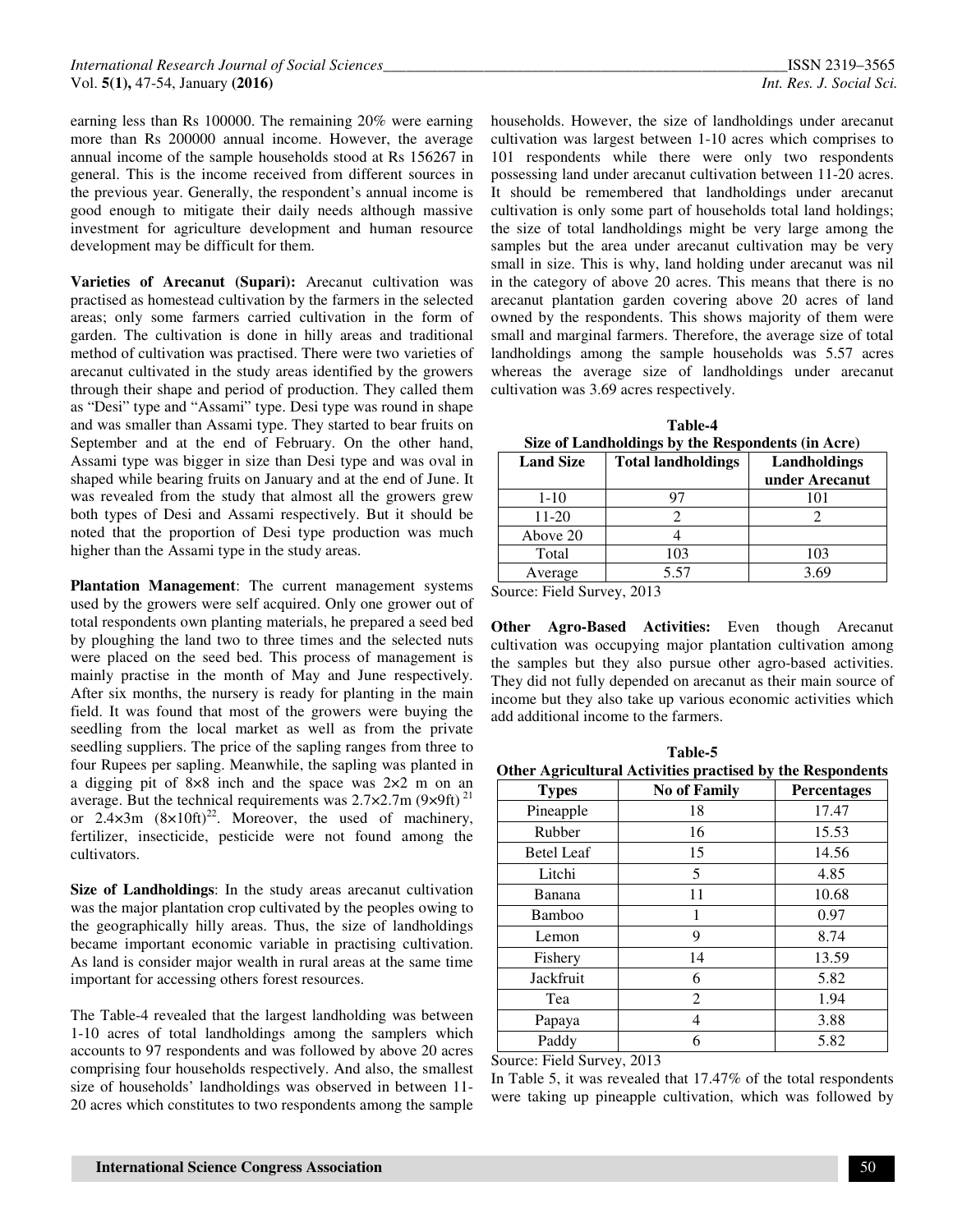earning less than Rs 100000. The remaining 20% were earning more than Rs 200000 annual income. However, the average annual income of the sample households stood at Rs 156267 in general. This is the income received from different sources in the previous year. Generally, the respondent's annual income is good enough to mitigate their daily needs although massive investment for agriculture development and human resource development may be difficult for them.

**Varieties of Arecanut (Supari):** Arecanut cultivation was practised as homestead cultivation by the farmers in the selected areas; only some farmers carried cultivation in the form of garden. The cultivation is done in hilly areas and traditional method of cultivation was practised. There were two varieties of arecanut cultivated in the study areas identified by the growers through their shape and period of production. They called them as "Desi" type and "Assami" type. Desi type was round in shape and was smaller than Assami type. They started to bear fruits on September and at the end of February. On the other hand, Assami type was bigger in size than Desi type and was oval in shaped while bearing fruits on January and at the end of June. It was revealed from the study that almost all the growers grew both types of Desi and Assami respectively. But it should be noted that the proportion of Desi type production was much higher than the Assami type in the study areas.

**Plantation Management**: The current management systems used by the growers were self acquired. Only one grower out of total respondents own planting materials, he prepared a seed bed by ploughing the land two to three times and the selected nuts were placed on the seed bed. This process of management is mainly practise in the month of May and June respectively. After six months, the nursery is ready for planting in the main field. It was found that most of the growers were buying the seedling from the local market as well as from the private seedling suppliers. The price of the sapling ranges from three to four Rupees per sapling. Meanwhile, the sapling was planted in a digging pit of 8×8 inch and the space was 2×2 m on an average. But the technical requirements was 2.7×2.7m (9×9ft) [21] or 2.4×3m (8×10ft)[22]. Moreover, the used of machinery, fertilizer, insecticide, pesticide were not found among the cultivators.

**Size of Landholdings**: In the study areas arecanut cultivation was the major plantation crop cultivated by the peoples owing to the geographically hilly areas. Thus, the size of landholdings became important economic variable in practising cultivation. As land is consider major wealth in rural areas at the same time important for accessing others forest resources.

The Table-4 revealed that the largest landholding was between 1-10 acres of total landholdings among the samplers which accounts to 97 respondents and was followed by above 20 acres comprising four households respectively. And also, the smallest size of households' landholdings was observed in between 11-20 acres which constitutes to two respondents among the sample households. However, the size of landholdings under arecanut cultivation was largest between 1-10 acres which comprises to 101 respondents while there were only two respondents possessing land under arecanut cultivation between 11-20 acres. It should be remembered that landholdings under arecanut cultivation is only some part of households total land holdings; the size of total landholdings might be very large among the samples but the area under arecanut cultivation may be very small in size. This is why, land holding under arecanut was nil in the category of above 20 acres. This means that there is no arecanut plantation garden covering above 20 acres of land owned by the respondents. This shows majority of them were small and marginal farmers. Therefore, the average size of total landholdings among the sample households was 5.57 acres whereas the average size of landholdings under arecanut cultivation was 3.69 acres respectively.

**Table-4**
**Size of Landholdings by the Respondents (in Acre)**

| Land Size | Total landholdings | Landholdings under Arecanut |
|---|---|---|
| 1-10 | 97 | 101 |
| 11-20 | 2 | 2 |
| Above 20 | 4 | |
| Total | 103 | 103 |
| Average | 5.57 | 3.69 |

Source: Field Survey, 2013

**Other Agro-Based Activities:** Even though Arecanut cultivation was occupying major plantation cultivation among the samples but they also pursue other agro-based activities. They did not fully depended on arecanut as their main source of income but they also take up various economic activities which add additional income to the farmers.

**Table-5**
**Other Agricultural Activities practised by the Respondents**

| Types | No of Family | Percentages |
|---|---|---|
| Pineapple | 18 | 17.47 |
| Rubber | 16 | 15.53 |
| Betel Leaf | 15 | 14.56 |
| Litchi | 5 | 4.85 |
| Banana | 11 | 10.68 |
| Bamboo | 1 | 0.97 |
| Lemon | 9 | 8.74 |
| Fishery | 14 | 13.59 |
| Jackfruit | 6 | 5.82 |
| Tea | 2 | 1.94 |
| Papaya | 4 | 3.88 |
| Paddy | 6 | 5.82 |

Source: Field Survey, 2013

In Table 5, it was revealed that 17.47% of the total respondents were taking up pineapple cultivation, which was followed by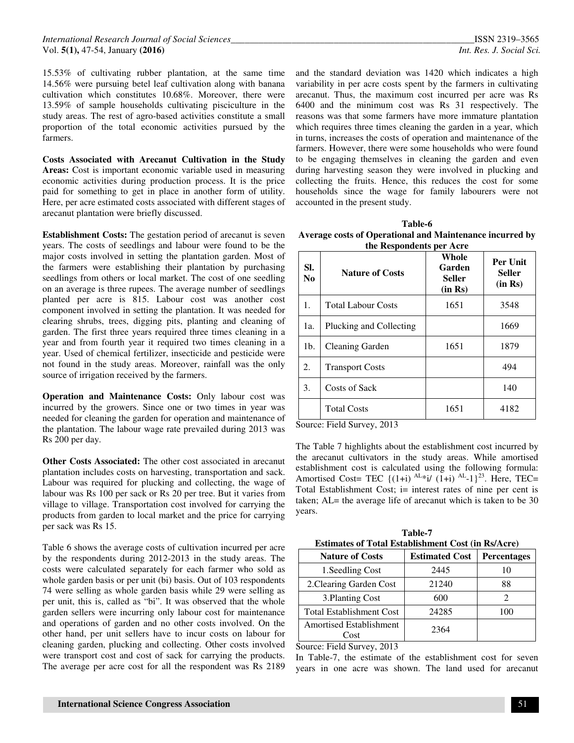15.53% of cultivating rubber plantation, at the same time 14.56% were pursuing betel leaf cultivation along with banana cultivation which constitutes 10.68%. Moreover, there were 13.59% of sample households cultivating pisciculture in the study areas. The rest of agro-based activities constitute a small proportion of the total economic activities pursued by the farmers.

**Costs Associated with Arecanut Cultivation in the Study Areas:** Cost is important economic variable used in measuring economic activities during production process. It is the price paid for something to get in place in another form of utility. Here, per acre estimated costs associated with different stages of arecanut plantation were briefly discussed.

**Establishment Costs:** The gestation period of arecanut is seven years. The costs of seedlings and labour were found to be the major costs involved in setting the plantation garden. Most of the farmers were establishing their plantation by purchasing seedlings from others or local market. The cost of one seedling on an average is three rupees. The average number of seedlings planted per acre is 815. Labour cost was another cost component involved in setting the plantation. It was needed for clearing shrubs, trees, digging pits, planting and cleaning of garden. The first three years required three times cleaning in a year and from fourth year it required two times cleaning in a year. Used of chemical fertilizer, insecticide and pesticide were not found in the study areas. Moreover, rainfall was the only source of irrigation received by the farmers.

**Operation and Maintenance Costs:** Only labour cost was incurred by the growers. Since one or two times in year was needed for cleaning the garden for operation and maintenance of the plantation. The labour wage rate prevailed during 2013 was Rs 200 per day.

**Other Costs Associated:** The other cost associated in arecanut plantation includes costs on harvesting, transportation and sack. Labour was required for plucking and collecting, the wage of labour was Rs 100 per sack or Rs 20 per tree. But it varies from village to village. Transportation cost involved for carrying the products from garden to local market and the price for carrying per sack was Rs 15.

Table 6 shows the average costs of cultivation incurred per acre by the respondents during 2012-2013 in the study areas. The costs were calculated separately for each farmer who sold as whole garden basis or per unit (bi) basis. Out of 103 respondents 74 were selling as whole garden basis while 29 were selling as per unit, this is, called as "bi". It was observed that the whole garden sellers were incurring only labour cost for maintenance and operations of garden and no other costs involved. On the other hand, per unit sellers have to incur costs on labour for cleaning garden, plucking and collecting. Other costs involved were transport cost and cost of sack for carrying the products. The average per acre cost for all the respondent was Rs 2189 and the standard deviation was 1420 which indicates a high variability in per acre costs spent by the farmers in cultivating arecanut. Thus, the maximum cost incurred per acre was Rs 6400 and the minimum cost was Rs 31 respectively. The reasons was that some farmers have more immature plantation which requires three times cleaning the garden in a year, which in turns, increases the costs of operation and maintenance of the farmers. However, there were some households who were found to be engaging themselves in cleaning the garden and even during harvesting season they were involved in plucking and collecting the fruits. Hence, this reduces the cost for some households since the wage for family labourers were not accounted in the present study.

**Table-6**
**Average costs of Operational and Maintenance incurred by the Respondents per Acre**

| Sl. No | Nature of Costs | Whole Garden Seller (in Rs) | Per Unit Seller (in Rs) |
|---|---|---|---|
| 1. | Total Labour Costs | 1651 | 3548 |
| 1a. | Plucking and Collecting | | 1669 |
| 1b. | Cleaning Garden | 1651 | 1879 |
| 2. | Transport Costs | | 494 |
| 3. | Costs of Sack | | 140 |
| | Total Costs | 1651 | 4182 |

Source: Field Survey, 2013

The Table 7 highlights about the establishment cost incurred by the arecanut cultivators in the study areas. While amortised establishment cost is calculated using the following formula: Amortised Cost= TEC $\{(1+i)^{AL} * i / (1+i)^{AL} - 1\}$[23]. Here, TEC= Total Establishment Cost; i= interest rates of nine per cent is taken; AL= the average life of arecanut which is taken to be 30 years.

**Table-7**
**Estimates of Total Establishment Cost (in Rs/Acre)**

| Nature of Costs | Estimated Cost | Percentages |
|---|---|---|
| 1.Seedling Cost | 2445 | 10 |
| 2.Clearing Garden Cost | 21240 | 88 |
| 3.Planting Cost | 600 | 2 |
| Total Establishment Cost | 24285 | 100 |
| Amortised Establishment Cost | 2364 | |

Source: Field Survey, 2013

In Table-7, the estimate of the establishment cost for seven years in one acre was shown. The land used for arecanut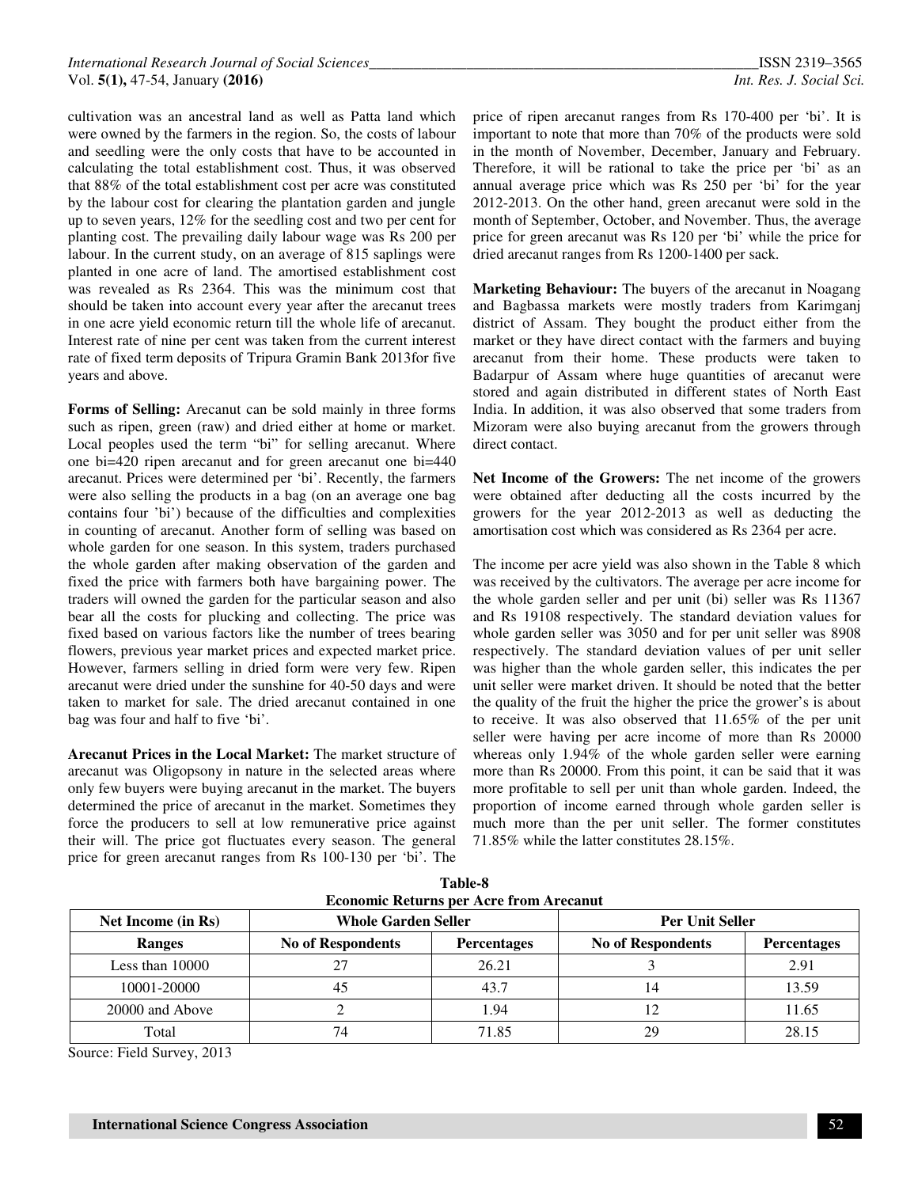cultivation was an ancestral land as well as Patta land which were owned by the farmers in the region. So, the costs of labour and seedling were the only costs that have to be accounted in calculating the total establishment cost. Thus, it was observed that 88% of the total establishment cost per acre was constituted by the labour cost for clearing the plantation garden and jungle up to seven years, 12% for the seedling cost and two per cent for planting cost. The prevailing daily labour wage was Rs 200 per labour. In the current study, on an average of 815 saplings were planted in one acre of land. The amortised establishment cost was revealed as Rs 2364. This was the minimum cost that should be taken into account every year after the arecanut trees in one acre yield economic return till the whole life of arecanut. Interest rate of nine per cent was taken from the current interest rate of fixed term deposits of Tripura Gramin Bank 2013for five years and above.

**Forms of Selling:** Arecanut can be sold mainly in three forms such as ripen, green (raw) and dried either at home or market. Local peoples used the term "bi" for selling arecanut. Where one bi=420 ripen arecanut and for green arecanut one bi=440 arecanut. Prices were determined per 'bi'. Recently, the farmers were also selling the products in a bag (on an average one bag contains four 'bi') because of the difficulties and complexities in counting of arecanut. Another form of selling was based on whole garden for one season. In this system, traders purchased the whole garden after making observation of the garden and fixed the price with farmers both have bargaining power. The traders will owned the garden for the particular season and also bear all the costs for plucking and collecting. The price was fixed based on various factors like the number of trees bearing flowers, previous year market prices and expected market price. However, farmers selling in dried form were very few. Ripen arecanut were dried under the sunshine for 40-50 days and were taken to market for sale. The dried arecanut contained in one bag was four and half to five 'bi'.

**Arecanut Prices in the Local Market:** The market structure of arecanut was Oligopsony in nature in the selected areas where only few buyers were buying arecanut in the market. The buyers determined the price of arecanut in the market. Sometimes they force the producers to sell at low remunerative price against their will. The price got fluctuates every season. The general price for green arecanut ranges from Rs 100-130 per 'bi'. The price of ripen arecanut ranges from Rs 170-400 per 'bi'. It is important to note that more than 70% of the products were sold in the month of November, December, January and February. Therefore, it will be rational to take the price per 'bi' as an annual average price which was Rs 250 per 'bi' for the year 2012-2013. On the other hand, green arecanut were sold in the month of September, October, and November. Thus, the average price for green arecanut was Rs 120 per 'bi' while the price for dried arecanut ranges from Rs 1200-1400 per sack.

**Marketing Behaviour:** The buyers of the arecanut in Noagang and Bagbassa markets were mostly traders from Karimganj district of Assam. They bought the product either from the market or they have direct contact with the farmers and buying arecanut from their home. These products were taken to Badarpur of Assam where huge quantities of arecanut were stored and again distributed in different states of North East India. In addition, it was also observed that some traders from Mizoram were also buying arecanut from the growers through direct contact.

**Net Income of the Growers:** The net income of the growers were obtained after deducting all the costs incurred by the growers for the year 2012-2013 as well as deducting the amortisation cost which was considered as Rs 2364 per acre.

The income per acre yield was also shown in the Table 8 which was received by the cultivators. The average per acre income for the whole garden seller and per unit (bi) seller was Rs 11367 and Rs 19108 respectively. The standard deviation values for whole garden seller was 3050 and for per unit seller was 8908 respectively. The standard deviation values of per unit seller was higher than the whole garden seller, this indicates the per unit seller were market driven. It should be noted that the better the quality of the fruit the higher the price the grower's is about to receive. It was also observed that 11.65% of the per unit seller were having per acre income of more than Rs 20000 whereas only 1.94% of the whole garden seller were earning more than Rs 20000. From this point, it can be said that it was more profitable to sell per unit than whole garden. Indeed, the proportion of income earned through whole garden seller is much more than the per unit seller. The former constitutes 71.85% while the latter constitutes 28.15%.

**Table-8**
**Economic Returns per Acre from Arecanut**

| Net Income (in Rs) | Whole Garden Seller | | Per Unit Seller | |
|---|---|---|---|---|
| Ranges | No of Respondents | Percentages | No of Respondents | Percentages |
| Less than 10000 | 27 | 26.21 | 3 | 2.91 |
| 10001-20000 | 45 | 43.7 | 14 | 13.59 |
| 20000 and Above | 2 | 1.94 | 12 | 11.65 |
| Total | 74 | 71.85 | 29 | 28.15 |

Source: Field Survey, 2013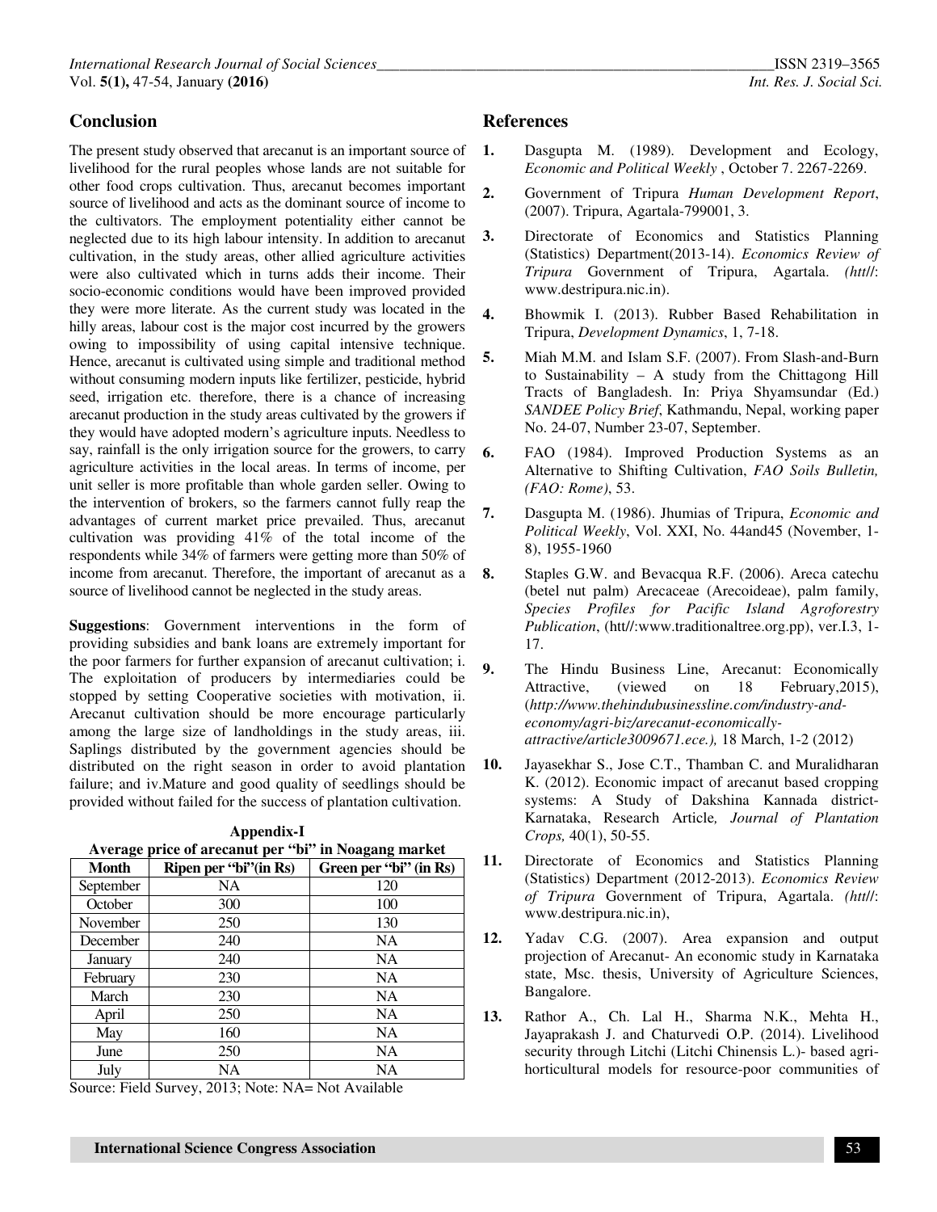## Conclusion

The present study observed that arecanut is an important source of livelihood for the rural peoples whose lands are not suitable for other food crops cultivation. Thus, arecanut becomes important source of livelihood and acts as the dominant source of income to the cultivators. The employment potentiality either cannot be neglected due to its high labour intensity. In addition to arecanut cultivation, in the study areas, other allied agriculture activities were also cultivated which in turns adds their income. Their socio-economic conditions would have been improved provided they were more literate. As the current study was located in the hilly areas, labour cost is the major cost incurred by the growers owing to impossibility of using capital intensive technique. Hence, arecanut is cultivated using simple and traditional method without consuming modern inputs like fertilizer, pesticide, hybrid seed, irrigation etc. therefore, there is a chance of increasing arecanut production in the study areas cultivated by the growers if they would have adopted modern's agriculture inputs. Needless to say, rainfall is the only irrigation source for the growers, to carry agriculture activities in the local areas. In terms of income, per unit seller is more profitable than whole garden seller. Owing to the intervention of brokers, so the farmers cannot fully reap the advantages of current market price prevailed. Thus, arecanut cultivation was providing 41% of the total income of the respondents while 34% of farmers were getting more than 50% of income from arecanut. Therefore, the important of arecanut as a source of livelihood cannot be neglected in the study areas.

**Suggestions**: Government interventions in the form of providing subsidies and bank loans are extremely important for the poor farmers for further expansion of arecanut cultivation; i. The exploitation of producers by intermediaries could be stopped by setting Cooperative societies with motivation, ii. Arecanut cultivation should be more encourage particularly among the large size of landholdings in the study areas, iii. Saplings distributed by the government agencies should be distributed on the right season in order to avoid plantation failure; and iv.Mature and good quality of seedlings should be provided without failed for the success of plantation cultivation.

**Appendix-I**
**Average price of arecanut per "bi" in Noagang market**

| Month | Ripen per "bi"(in Rs) | Green per "bi" (in Rs) |
|---|---|---|
| September | NA | 120 |
| October | 300 | 100 |
| November | 250 | 130 |
| December | 240 | NA |
| January | 240 | NA |
| February | 230 | NA |
| March | 230 | NA |
| April | 250 | NA |
| May | 160 | NA |
| June | 250 | NA |
| July | NA | NA |

Source: Field Survey, 2013; Note: NA= Not Available

## References

1. Dasgupta M. (1989). Development and Ecology, *Economic and Political Weekly* , October 7. 2267-2269.
2. Government of Tripura *Human Development Report*, (2007). Tripura, Agartala-799001, 3.
3. Directorate of Economics and Statistics Planning (Statistics) Department(2013-14). *Economics Review of Tripura* Government of Tripura, Agartala. *(htt//*: www.destripura.nic.in).
4. Bhowmik I. (2013). Rubber Based Rehabilitation in Tripura, *Development Dynamics*, 1, 7-18.
5. Miah M.M. and Islam S.F. (2007). From Slash-and-Burn to Sustainability – A study from the Chittagong Hill Tracts of Bangladesh. In: Priya Shyamsundar (Ed.) *SANDEE Policy Brief*, Kathmandu, Nepal, working paper No. 24-07, Number 23-07, September.
6. FAO (1984). Improved Production Systems as an Alternative to Shifting Cultivation, *FAO Soils Bulletin, (FAO: Rome)*, 53.
7. Dasgupta M. (1986). Jhumias of Tripura, *Economic and Political Weekly*, Vol. XXI, No. 44and45 (November, 1-8), 1955-1960
8. Staples G.W. and Bevacqua R.F. (2006). Areca catechu (betel nut palm) Arecaceae (Arecoideae), palm family, *Species Profiles for Pacific Island Agroforestry Publication*, (htt//:www.traditionaltree.org.pp), ver.I.3, 1-17.
9. The Hindu Business Line, Arecanut: Economically Attractive, (viewed on 18 February,2015), (*http://www.thehindubusinessline.com/industry-and-economy/agri-biz/arecanut-economically-attractive/article3009671.ece.),* 18 March, 1-2 (2012)
10. Jayasekhar S., Jose C.T., Thamban C. and Muralidharan K. (2012). Economic impact of arecanut based cropping systems: A Study of Dakshina Kannada district-Karnataka, Research Article*, Journal of Plantation Crops,* 40(1), 50-55.
11. Directorate of Economics and Statistics Planning (Statistics) Department (2012-2013). *Economics Review of Tripura* Government of Tripura, Agartala. *(htt//*: www.destripura.nic.in),
12. Yadav C.G. (2007). Area expansion and output projection of Arecanut- An economic study in Karnataka state, Msc. thesis, University of Agriculture Sciences, Bangalore.
13. Rathor A., Ch. Lal H., Sharma N.K., Mehta H., Jayaprakash J. and Chaturvedi O.P. (2014). Livelihood security through Litchi (Litchi Chinensis L.)- based agri-horticultural models for resource-poor communities of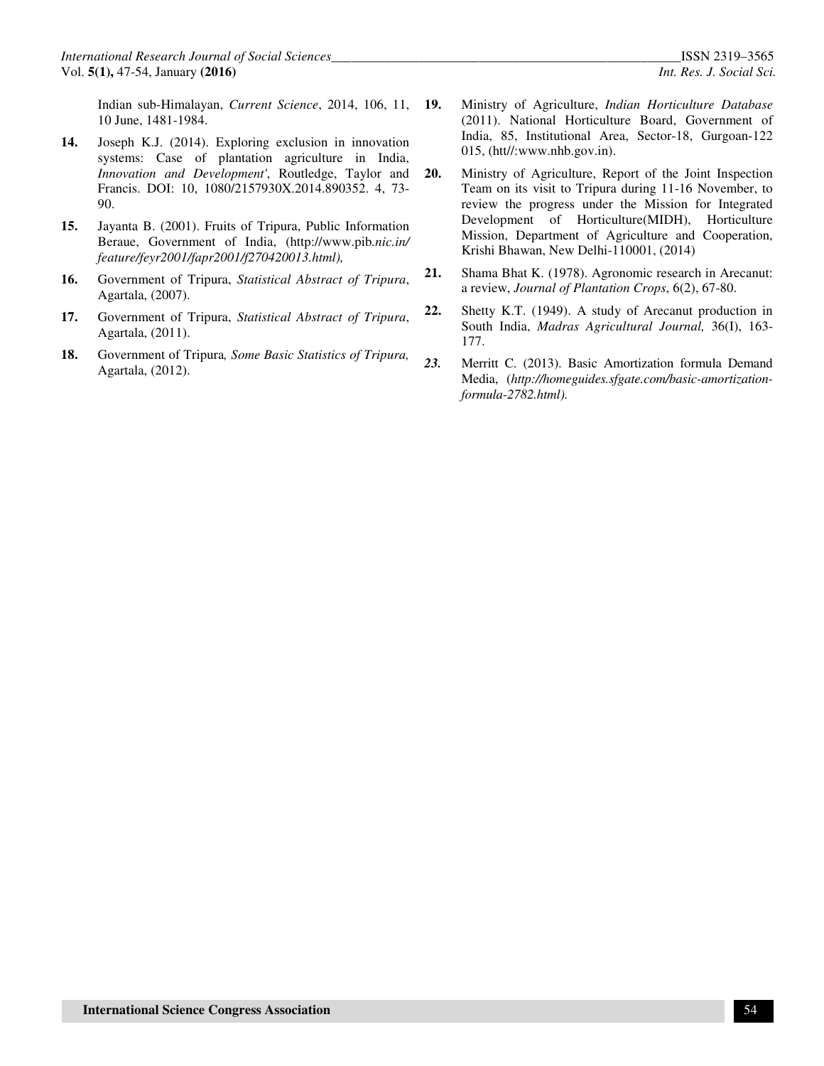Indian sub-Himalayan, *Current Science*, 2014, 106, 11, 10 June, 1481-1984.

**14.** Joseph K.J. (2014). Exploring exclusion in innovation systems: Case of plantation agriculture in India, *Innovation and Development'*, Routledge, Taylor and Francis. DOI: 10, 1080/2157930X.2014.890352. 4, 73-90.

**15.** Jayanta B. (2001). Fruits of Tripura, Public Information Beraue, Government of India, (http://www.pib.*nic.in/feature/feyr2001/fapr2001/f270420013.html),*

**16.** Government of Tripura, *Statistical Abstract of Tripura*, Agartala, (2007).

**17.** Government of Tripura, *Statistical Abstract of Tripura*, Agartala, (2011).

**18.** Government of Tripura*, Some Basic Statistics of Tripura,* Agartala, (2012).

**19.** Ministry of Agriculture, *Indian Horticulture Database* (2011). National Horticulture Board, Government of India, 85, Institutional Area, Sector-18, Gurgoan-122 015, (htt//:www.nhb.gov.in).

**20.** Ministry of Agriculture, Report of the Joint Inspection Team on its visit to Tripura during 11-16 November, to review the progress under the Mission for Integrated Development of Horticulture(MIDH), Horticulture Mission, Department of Agriculture and Cooperation, Krishi Bhawan, New Delhi-110001, (2014)

**21.** Shama Bhat K. (1978). Agronomic research in Arecanut: a review, *Journal of Plantation Crops*, 6(2), 67-80.

**22.** Shetty K.T. (1949). A study of Arecanut production in South India, *Madras Agricultural Journal,* 36(I), 163-177.

***23.*** Merritt C. (2013). Basic Amortization formula Demand Media, (*http://homeguides.sfgate.com/basic-amortization-formula-2782.html).*